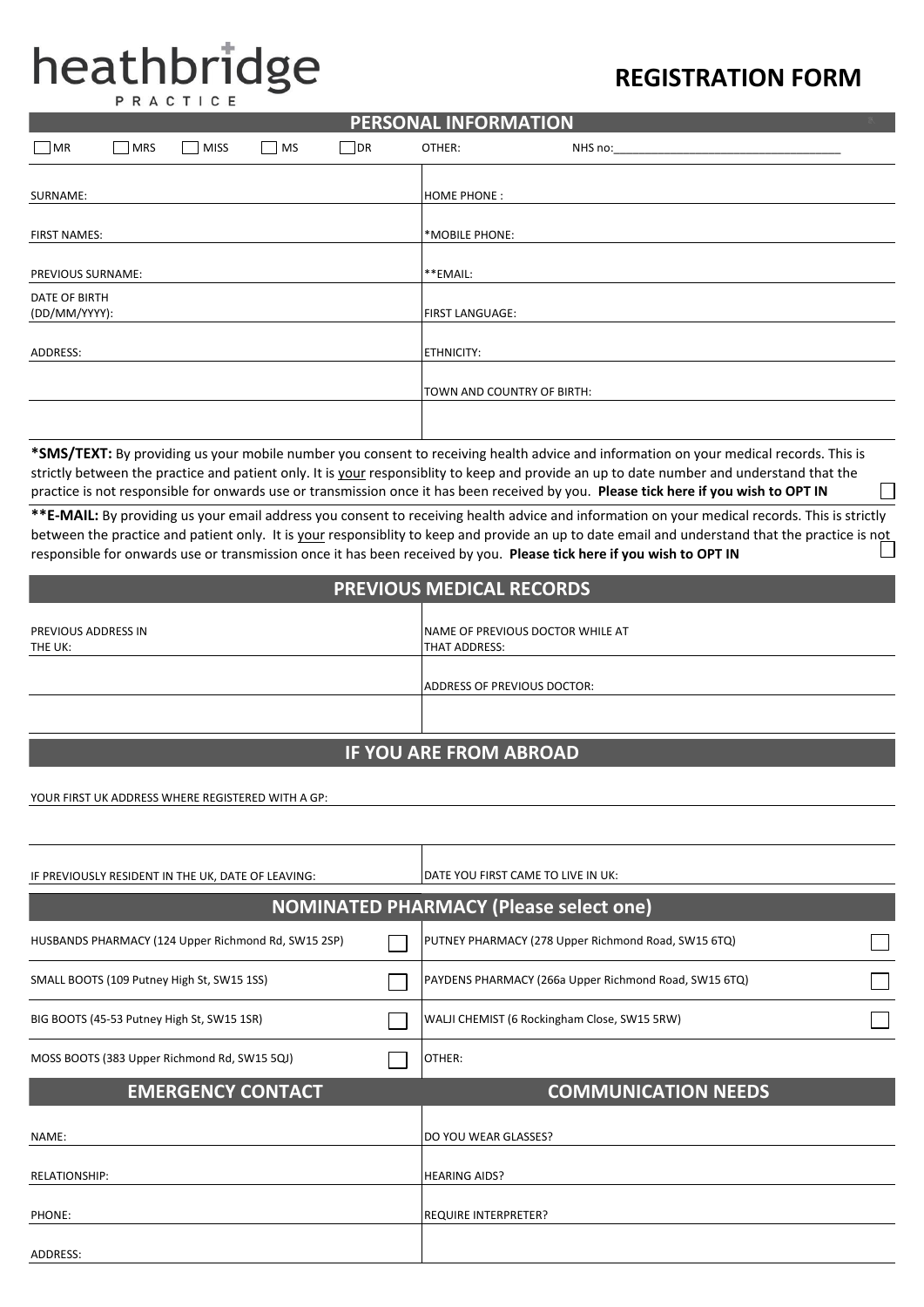# heathbridge PRACTICE

# REGISTRATION FORM

## PERSONAL INFORMATION

☐ MR ☐ MRS ☐ MISS ☐ MS ☐ DR OTHER: NHS no:____________________________________

| | |
|---|---|
| SURNAME: | HOME PHONE : |
| FIRST NAMES: | *MOBILE PHONE: |
| PREVIOUS SURNAME: | **EMAIL: |
| DATE OF BIRTH (DD/MM/YYYY): | FIRST LANGUAGE: |
| ADDRESS: | ETHNICITY: |
| | TOWN AND COUNTRY OF BIRTH: |
| | |

**\*SMS/TEXT:** By providing us your mobile number you consent to receiving health advice and information on your medical records. This is strictly between the practice and patient only. It is your responsiblity to keep and provide an up to date number and understand that the practice is not responsible for onwards use or transmission once it has been received by you. **Please tick here if you wish to OPT IN** ☐

**\*\*E-MAIL:** By providing us your email address you consent to receiving health advice and information on your medical records. This is strictly between the practice and patient only. It is your responsiblity to keep and provide an up to date email and understand that the practice is not responsible for onwards use or transmission once it has been received by you. **Please tick here if you wish to OPT IN** ☐

## PREVIOUS MEDICAL RECORDS

| | |
|---|---|
| PREVIOUS ADDRESS IN THE UK: | NAME OF PREVIOUS DOCTOR WHILE AT THAT ADDRESS: |
| | ADDRESS OF PREVIOUS DOCTOR: |
| | |

## IF YOU ARE FROM ABROAD

YOUR FIRST UK ADDRESS WHERE REGISTERED WITH A GP:

| | |
|---|---|
| IF PREVIOUSLY RESIDENT IN THE UK, DATE OF LEAVING: | DATE YOU FIRST CAME TO LIVE IN UK: |

## NOMINATED PHARMACY (Please select one)

| | | | |
|---|---|---|---|
| HUSBANDS PHARMACY (124 Upper Richmond Rd, SW15 2SP) | ☐ | PUTNEY PHARMACY (278 Upper Richmond Road, SW15 6TQ) | ☐ |
| SMALL BOOTS (109 Putney High St, SW15 1SS) | ☐ | PAYDENS PHARMACY (266a Upper Richmond Road, SW15 6TQ) | ☐ |
| BIG BOOTS (45-53 Putney High St, SW15 1SR) | ☐ | WALJI CHEMIST (6 Rockingham Close, SW15 5RW) | ☐ |
| MOSS BOOTS (383 Upper Richmond Rd, SW15 5QJ) | ☐ | OTHER: | |

| EMERGENCY CONTACT | COMMUNICATION NEEDS |
|---|---|
| NAME: | DO YOU WEAR GLASSES? |
| RELATIONSHIP: | HEARING AIDS? |
| PHONE: | REQUIRE INTERPRETER? |
| ADDRESS: | |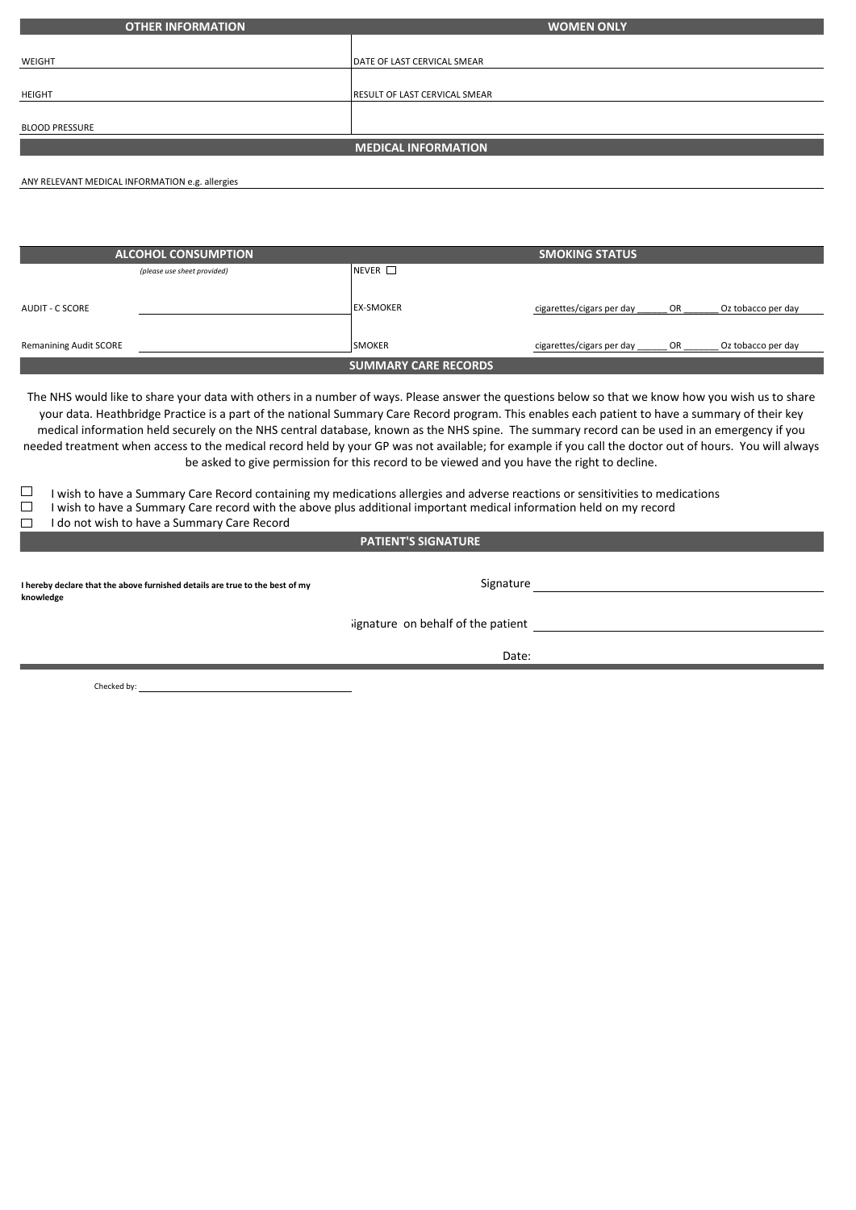| OTHER INFORMATION | WOMEN ONLY |
| --- | --- |
| WEIGHT | DATE OF LAST CERVICAL SMEAR |
| HEIGHT | RESULT OF LAST CERVICAL SMEAR |
| BLOOD PRESSURE | |

## MEDICAL INFORMATION

ANY RELEVANT MEDICAL INFORMATION e.g. allergies

| ALCOHOL CONSUMPTION | | SMOKING STATUS | |
| --- | --- | --- | --- |
| *(please use sheet provided)* | | NEVER ☐ | |
| AUDIT - C SCORE | | EX-SMOKER | cigarettes/cigars per day ______ OR _______ Oz tobacco per day |
| Remanining Audit SCORE | | SMOKER | cigarettes/cigars per day ______ OR _______ Oz tobacco per day |

## SUMMARY CARE RECORDS

The NHS would like to share your data with others in a number of ways. Please answer the questions below so that we know how you wish us to share your data. Heathbridge Practice is a part of the national Summary Care Record program. This enables each patient to have a summary of their key medical information held securely on the NHS central database, known as the NHS spine. The summary record can be used in an emergency if you needed treatment when access to the medical record held by your GP was not available; for example if you call the doctor out of hours. You will always be asked to give permission for this record to be viewed and you have the right to decline.

☐ I wish to have a Summary Care Record containing my medications allergies and adverse reactions or sensitivities to medications
☐ I wish to have a Summary Care record with the above plus additional important medical information held on my record
☐ I do not wish to have a Summary Care Record

## PATIENT'S SIGNATURE

**I hereby declare that the above furnished details are true to the best of my knowledge**

Signature ______________________________

Signature on behalf of the patient ______________________________

Date:

Checked by: ______________________________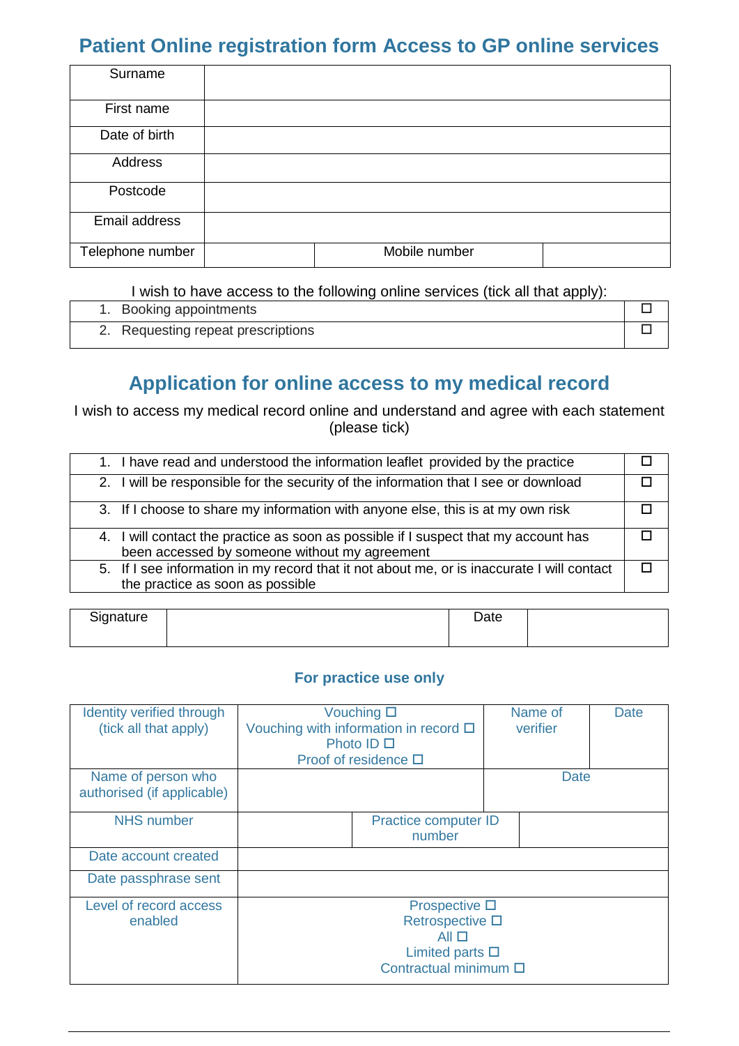# Patient Online registration form Access to GP online services

| | | | |
|---|---|---|---|
| Surname | | | |
| First name | | | |
| Date of birth | | | |
| Address | | | |
| Postcode | | | |
| Email address | | | |
| Telephone number | | Mobile number | |

I wish to have access to the following online services (tick all that apply):

| | |
|---|---|
| 1. Booking appointments | ☐ |
| 2. Requesting repeat prescriptions | ☐ |

## Application for online access to my medical record

I wish to access my medical record online and understand and agree with each statement (please tick)

| | |
|---|---|
| 1. I have read and understood the information leaflet provided by the practice | ☐ |
| 2. I will be responsible for the security of the information that I see or download | ☐ |
| 3. If I choose to share my information with anyone else, this is at my own risk | ☐ |
| 4. I will contact the practice as soon as possible if I suspect that my account has been accessed by someone without my agreement | ☐ |
| 5. If I see information in my record that it not about me, or is inaccurate I will contact the practice as soon as possible | ☐ |

| | | | |
|---|---|---|---|
| Signature | | Date | |

### For practice use only

| | | | |
|---|---|---|---|
| Identity verified through (tick all that apply) | Vouching ☐<br>Vouching with information in record ☐<br>Photo ID ☐<br>Proof of residence ☐ | Name of verifier | Date |
| Name of person who authorised (if applicable) | | Date | |
| NHS number | | Practice computer ID number | |
| Date account created | | | |
| Date passphrase sent | | | |
| Level of record access enabled | Prospective ☐<br>Retrospective ☐<br>All ☐<br>Limited parts ☐<br>Contractual minimum ☐ | | |